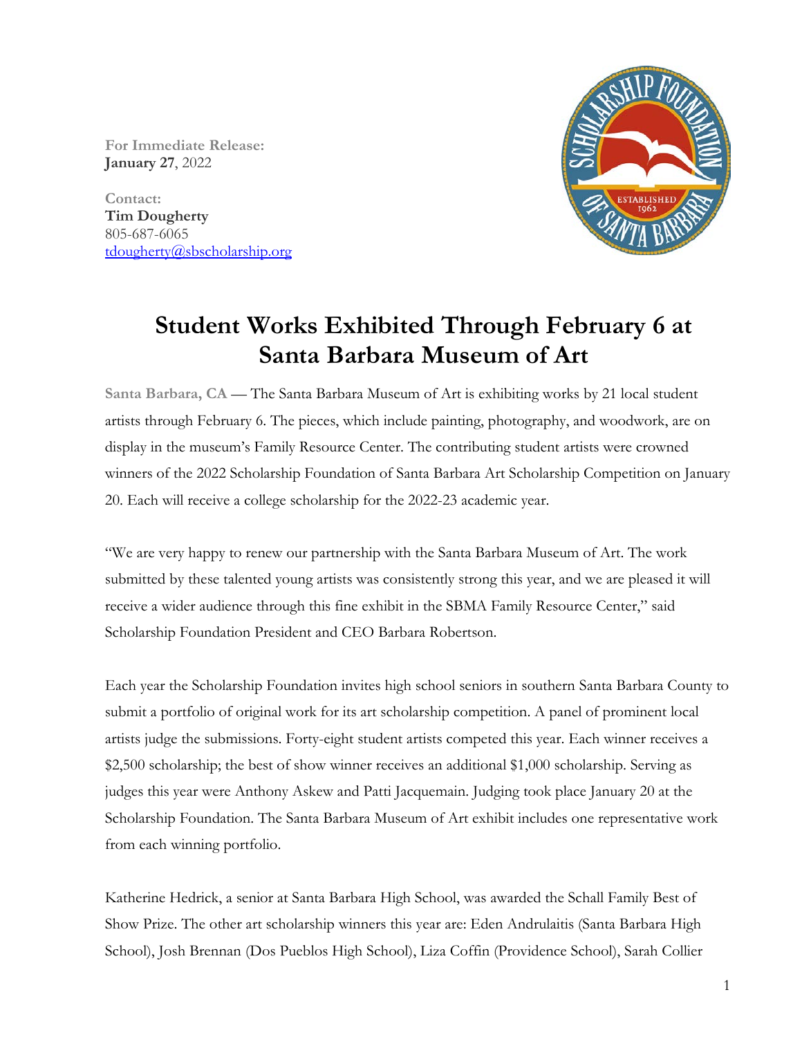**For Immediate Release:**
**January 27**, 2022

**Contact:**
**Tim Dougherty**
805-687-6065
tdougherty@sbscholarship.org

# Student Works Exhibited Through February 6 at Santa Barbara Museum of Art

**Santa Barbara, CA** — The Santa Barbara Museum of Art is exhibiting works by 21 local student artists through February 6. The pieces, which include painting, photography, and woodwork, are on display in the museum's Family Resource Center. The contributing student artists were crowned winners of the 2022 Scholarship Foundation of Santa Barbara Art Scholarship Competition on January 20. Each will receive a college scholarship for the 2022-23 academic year.

"We are very happy to renew our partnership with the Santa Barbara Museum of Art. The work submitted by these talented young artists was consistently strong this year, and we are pleased it will receive a wider audience through this fine exhibit in the SBMA Family Resource Center," said Scholarship Foundation President and CEO Barbara Robertson.

Each year the Scholarship Foundation invites high school seniors in southern Santa Barbara County to submit a portfolio of original work for its art scholarship competition. A panel of prominent local artists judge the submissions. Forty-eight student artists competed this year. Each winner receives a $2,500 scholarship; the best of show winner receives an additional $1,000 scholarship. Serving as judges this year were Anthony Askew and Patti Jacquemain. Judging took place January 20 at the Scholarship Foundation. The Santa Barbara Museum of Art exhibit includes one representative work from each winning portfolio.

Katherine Hedrick, a senior at Santa Barbara High School, was awarded the Schall Family Best of Show Prize. The other art scholarship winners this year are: Eden Andrulaitis (Santa Barbara High School), Josh Brennan (Dos Pueblos High School), Liza Coffin (Providence School), Sarah Collier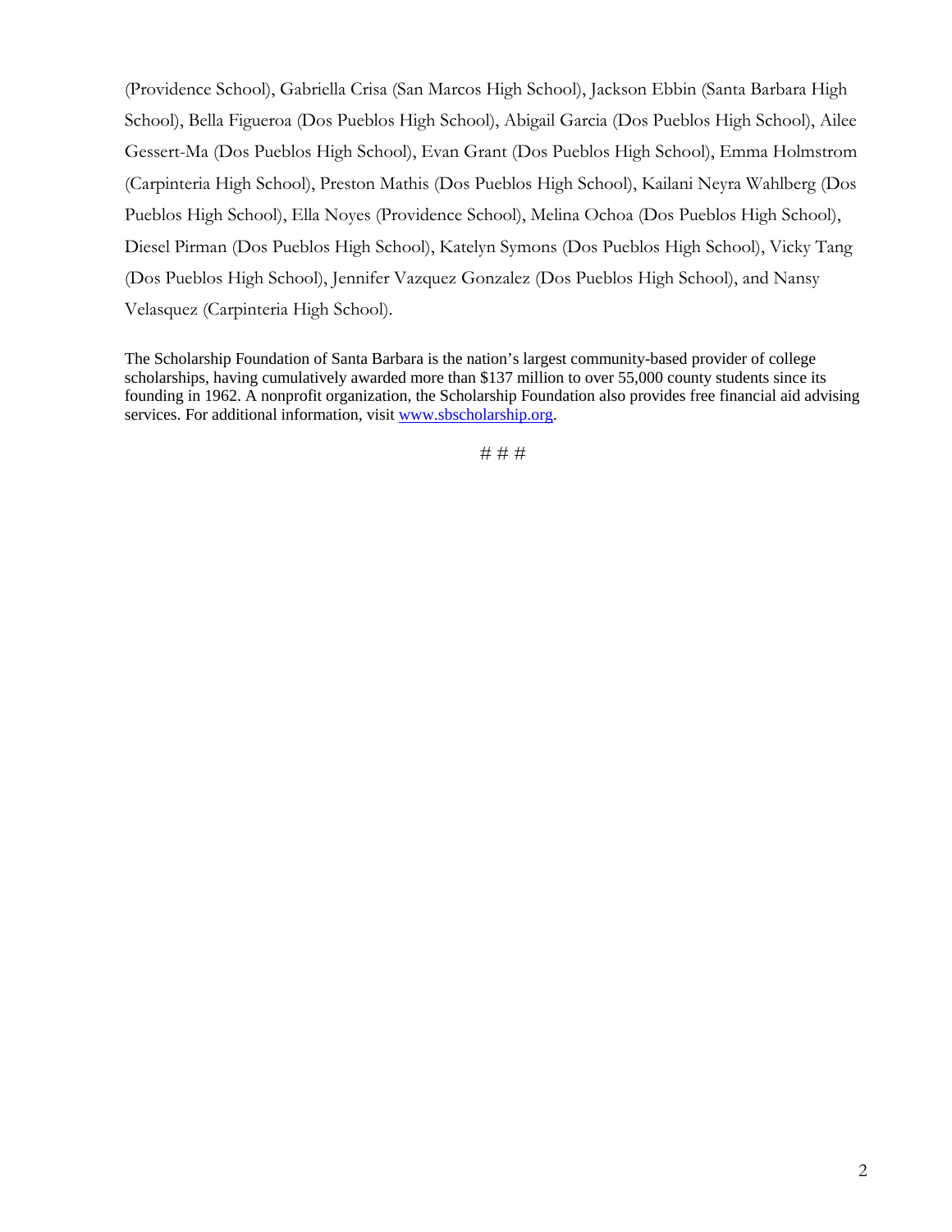(Providence School), Gabriella Crisa (San Marcos High School), Jackson Ebbin (Santa Barbara High School), Bella Figueroa (Dos Pueblos High School), Abigail Garcia (Dos Pueblos High School), Ailee Gessert-Ma (Dos Pueblos High School), Evan Grant (Dos Pueblos High School), Emma Holmstrom (Carpinteria High School), Preston Mathis (Dos Pueblos High School), Kailani Neyra Wahlberg (Dos Pueblos High School), Ella Noyes (Providence School), Melina Ochoa (Dos Pueblos High School), Diesel Pirman (Dos Pueblos High School), Katelyn Symons (Dos Pueblos High School), Vicky Tang (Dos Pueblos High School), Jennifer Vazquez Gonzalez (Dos Pueblos High School), and Nansy Velasquez (Carpinteria High School).

The Scholarship Foundation of Santa Barbara is the nation's largest community-based provider of college scholarships, having cumulatively awarded more than $137 million to over 55,000 county students since its founding in 1962. A nonprofit organization, the Scholarship Foundation also provides free financial aid advising services. For additional information, visit [www.sbscholarship.org](http://www.sbscholarship.org).

# # #